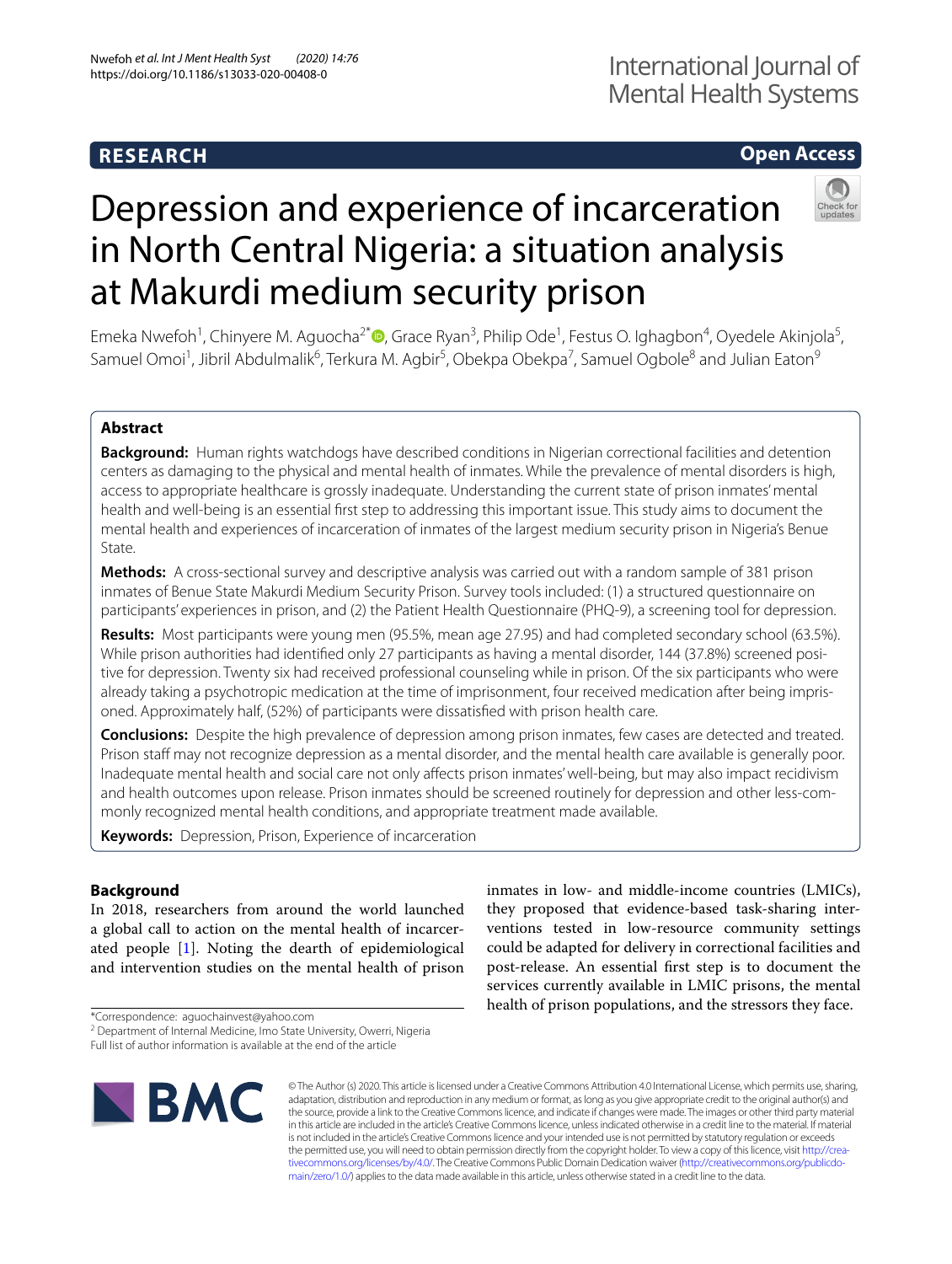RESEARCH

Open Access

# Depression and experience of incarceration in North Central Nigeria: a situation analysis at Makurdi medium security prison

Emeka Nwefoh[1], Chinyere M. Aguocha[2*], Grace Ryan[3], Philip Ode[1], Festus O. Ighagbon[4], Oyedele Akinjola[5], Samuel Omoi[1], Jibril Abdulmalik[6], Terkura M. Agbir[5], Obekpa Obekpa[7], Samuel Ogbole[8] and Julian Eaton[9]

## Abstract

**Background:** Human rights watchdogs have described conditions in Nigerian correctional facilities and detention centers as damaging to the physical and mental health of inmates. While the prevalence of mental disorders is high, access to appropriate healthcare is grossly inadequate. Understanding the current state of prison inmates' mental health and well-being is an essential first step to addressing this important issue. This study aims to document the mental health and experiences of incarceration of inmates of the largest medium security prison in Nigeria's Benue State.

**Methods:** A cross-sectional survey and descriptive analysis was carried out with a random sample of 381 prison inmates of Benue State Makurdi Medium Security Prison. Survey tools included: (1) a structured questionnaire on participants' experiences in prison, and (2) the Patient Health Questionnaire (PHQ-9), a screening tool for depression.

**Results:** Most participants were young men (95.5%, mean age 27.95) and had completed secondary school (63.5%). While prison authorities had identified only 27 participants as having a mental disorder, 144 (37.8%) screened positive for depression. Twenty six had received professional counseling while in prison. Of the six participants who were already taking a psychotropic medication at the time of imprisonment, four received medication after being imprisoned. Approximately half, (52%) of participants were dissatisfied with prison health care.

**Conclusions:** Despite the high prevalence of depression among prison inmates, few cases are detected and treated. Prison staff may not recognize depression as a mental disorder, and the mental health care available is generally poor. Inadequate mental health and social care not only affects prison inmates' well-being, but may also impact recidivism and health outcomes upon release. Prison inmates should be screened routinely for depression and other less-commonly recognized mental health conditions, and appropriate treatment made available.

**Keywords:** Depression, Prison, Experience of incarceration

## Background

In 2018, researchers from around the world launched a global call to action on the mental health of incarcerated people [1]. Noting the dearth of epidemiological and intervention studies on the mental health of prison inmates in low- and middle-income countries (LMICs), they proposed that evidence-based task-sharing interventions tested in low-resource community settings could be adapted for delivery in correctional facilities and post-release. An essential first step is to document the services currently available in LMIC prisons, the mental health of prison populations, and the stressors they face.

*Correspondence: aguochainvest@yahoo.com
[2] Department of Internal Medicine, Imo State University, Owerri, Nigeria
Full list of author information is available at the end of the article

© The Author (s) 2020. This article is licensed under a Creative Commons Attribution 4.0 International License, which permits use, sharing, adaptation, distribution and reproduction in any medium or format, as long as you give appropriate credit to the original author(s) and the source, provide a link to the Creative Commons licence, and indicate if changes were made. The images or other third party material in this article are included in the article's Creative Commons licence, unless indicated otherwise in a credit line to the material. If material is not included in the article's Creative Commons licence and your intended use is not permitted by statutory regulation or exceeds the permitted use, you will need to obtain permission directly from the copyright holder. To view a copy of this licence, visit http://creativecommons.org/licenses/by/4.0/. The Creative Commons Public Domain Dedication waiver (http://creativecommons.org/publicdomain/zero/1.0/) applies to the data made available in this article, unless otherwise stated in a credit line to the data.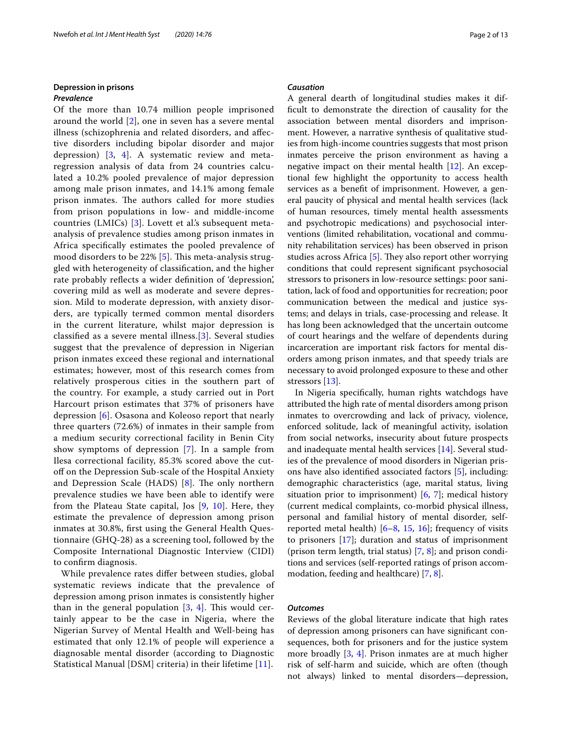## Depression in prisons

### Prevalence

Of the more than 10.74 million people imprisoned around the world [2], one in seven has a severe mental illness (schizophrenia and related disorders, and affective disorders including bipolar disorder and major depression) [3, 4]. A systematic review and meta-regression analysis of data from 24 countries calculated a 10.2% pooled prevalence of major depression among male prison inmates, and 14.1% among female prison inmates. The authors called for more studies from prison populations in low- and middle-income countries (LMICs) [3]. Lovett et al.'s subsequent meta-analysis of prevalence studies among prison inmates in Africa specifically estimates the pooled prevalence of mood disorders to be 22% [5]. This meta-analysis struggled with heterogeneity of classification, and the higher rate probably reflects a wider definition of 'depression', covering mild as well as moderate and severe depression. Mild to moderate depression, with anxiety disorders, are typically termed common mental disorders in the current literature, whilst major depression is classified as a severe mental illness.[3]. Several studies suggest that the prevalence of depression in Nigerian prison inmates exceed these regional and international estimates; however, most of this research comes from relatively prosperous cities in the southern part of the country. For example, a study carried out in Port Harcourt prison estimates that 37% of prisoners have depression [6]. Osasona and Koleoso report that nearly three quarters (72.6%) of inmates in their sample from a medium security correctional facility in Benin City show symptoms of depression [7]. In a sample from Ilesa correctional facility, 85.3% scored above the cut-off on the Depression Sub-scale of the Hospital Anxiety and Depression Scale (HADS) [8]. The only northern prevalence studies we have been able to identify were from the Plateau State capital, Jos [9, 10]. Here, they estimate the prevalence of depression among prison inmates at 30.8%, first using the General Health Questionnaire (GHQ-28) as a screening tool, followed by the Composite International Diagnostic Interview (CIDI) to confirm diagnosis.

While prevalence rates differ between studies, global systematic reviews indicate that the prevalence of depression among prison inmates is consistently higher than in the general population [3, 4]. This would certainly appear to be the case in Nigeria, where the Nigerian Survey of Mental Health and Well-being has estimated that only 12.1% of people will experience a diagnosable mental disorder (according to Diagnostic Statistical Manual [DSM] criteria) in their lifetime [11].

### Causation

A general dearth of longitudinal studies makes it difficult to demonstrate the direction of causality for the association between mental disorders and imprisonment. However, a narrative synthesis of qualitative studies from high-income countries suggests that most prison inmates perceive the prison environment as having a negative impact on their mental health [12]. An exceptional few highlight the opportunity to access health services as a benefit of imprisonment. However, a general paucity of physical and mental health services (lack of human resources, timely mental health assessments and psychotropic medications) and psychosocial interventions (limited rehabilitation, vocational and community rehabilitation services) has been observed in prison studies across Africa [5]. They also report other worrying conditions that could represent significant psychosocial stressors to prisoners in low-resource settings: poor sanitation, lack of food and opportunities for recreation; poor communication between the medical and justice systems; and delays in trials, case-processing and release. It has long been acknowledged that the uncertain outcome of court hearings and the welfare of dependents during incarceration are important risk factors for mental disorders among prison inmates, and that speedy trials are necessary to avoid prolonged exposure to these and other stressors [13].

In Nigeria specifically, human rights watchdogs have attributed the high rate of mental disorders among prison inmates to overcrowding and lack of privacy, violence, enforced solitude, lack of meaningful activity, isolation from social networks, insecurity about future prospects and inadequate mental health services [14]. Several studies of the prevalence of mood disorders in Nigerian prisons have also identified associated factors [5], including: demographic characteristics (age, marital status, living situation prior to imprisonment) [6, 7]; medical history (current medical complaints, co-morbid physical illness, personal and familial history of mental disorder, self-reported metal health) [6–8, 15, 16]; frequency of visits to prisoners [17]; duration and status of imprisonment (prison term length, trial status) [7, 8]; and prison conditions and services (self-reported ratings of prison accommodation, feeding and healthcare) [7, 8].

### Outcomes

Reviews of the global literature indicate that high rates of depression among prisoners can have significant consequences, both for prisoners and for the justice system more broadly [3, 4]. Prison inmates are at much higher risk of self-harm and suicide, which are often (though not always) linked to mental disorders—depression,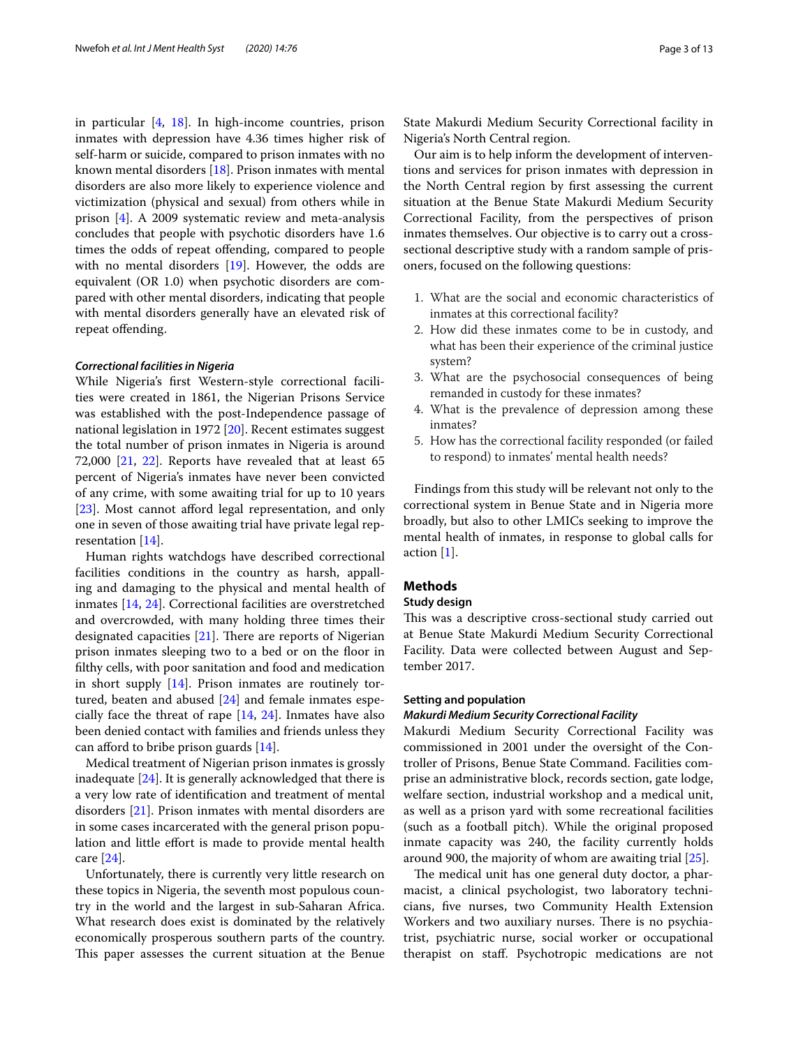in particular [4, 18]. In high-income countries, prison inmates with depression have 4.36 times higher risk of self-harm or suicide, compared to prison inmates with no known mental disorders [18]. Prison inmates with mental disorders are also more likely to experience violence and victimization (physical and sexual) from others while in prison [4]. A 2009 systematic review and meta-analysis concludes that people with psychotic disorders have 1.6 times the odds of repeat offending, compared to people with no mental disorders [19]. However, the odds are equivalent (OR 1.0) when psychotic disorders are compared with other mental disorders, indicating that people with mental disorders generally have an elevated risk of repeat offending.

#### *Correctional facilities in Nigeria*

While Nigeria's first Western-style correctional facilities were created in 1861, the Nigerian Prisons Service was established with the post-Independence passage of national legislation in 1972 [20]. Recent estimates suggest the total number of prison inmates in Nigeria is around 72,000 [21, 22]. Reports have revealed that at least 65 percent of Nigeria's inmates have never been convicted of any crime, with some awaiting trial for up to 10 years [23]. Most cannot afford legal representation, and only one in seven of those awaiting trial have private legal representation [14].

Human rights watchdogs have described correctional facilities conditions in the country as harsh, appalling and damaging to the physical and mental health of inmates [14, 24]. Correctional facilities are overstretched and overcrowded, with many holding three times their designated capacities [21]. There are reports of Nigerian prison inmates sleeping two to a bed or on the floor in filthy cells, with poor sanitation and food and medication in short supply [14]. Prison inmates are routinely tortured, beaten and abused [24] and female inmates especially face the threat of rape [14, 24]. Inmates have also been denied contact with families and friends unless they can afford to bribe prison guards [14].

Medical treatment of Nigerian prison inmates is grossly inadequate [24]. It is generally acknowledged that there is a very low rate of identification and treatment of mental disorders [21]. Prison inmates with mental disorders are in some cases incarcerated with the general prison population and little effort is made to provide mental health care [24].

Unfortunately, there is currently very little research on these topics in Nigeria, the seventh most populous country in the world and the largest in sub-Saharan Africa. What research does exist is dominated by the relatively economically prosperous southern parts of the country. This paper assesses the current situation at the Benue State Makurdi Medium Security Correctional facility in Nigeria's North Central region.

Our aim is to help inform the development of interventions and services for prison inmates with depression in the North Central region by first assessing the current situation at the Benue State Makurdi Medium Security Correctional Facility, from the perspectives of prison inmates themselves. Our objective is to carry out a cross-sectional descriptive study with a random sample of prisoners, focused on the following questions:

1. What are the social and economic characteristics of inmates at this correctional facility?
2. How did these inmates come to be in custody, and what has been their experience of the criminal justice system?
3. What are the psychosocial consequences of being remanded in custody for these inmates?
4. What is the prevalence of depression among these inmates?
5. How has the correctional facility responded (or failed to respond) to inmates' mental health needs?

Findings from this study will be relevant not only to the correctional system in Benue State and in Nigeria more broadly, but also to other LMICs seeking to improve the mental health of inmates, in response to global calls for action [1].

## Methods

### Study design

This was a descriptive cross-sectional study carried out at Benue State Makurdi Medium Security Correctional Facility. Data were collected between August and September 2017.

### Setting and population

#### *Makurdi Medium Security Correctional Facility*

Makurdi Medium Security Correctional Facility was commissioned in 2001 under the oversight of the Controller of Prisons, Benue State Command. Facilities comprise an administrative block, records section, gate lodge, welfare section, industrial workshop and a medical unit, as well as a prison yard with some recreational facilities (such as a football pitch). While the original proposed inmate capacity was 240, the facility currently holds around 900, the majority of whom are awaiting trial [25].

The medical unit has one general duty doctor, a pharmacist, a clinical psychologist, two laboratory technicians, five nurses, two Community Health Extension Workers and two auxiliary nurses. There is no psychiatrist, psychiatric nurse, social worker or occupational therapist on staff. Psychotropic medications are not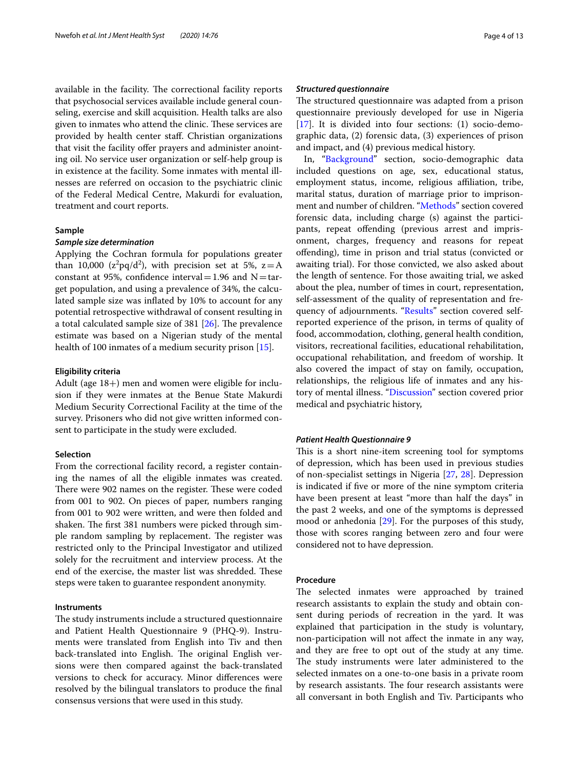available in the facility. The correctional facility reports that psychosocial services available include general counseling, exercise and skill acquisition. Health talks are also given to inmates who attend the clinic. These services are provided by health center staff. Christian organizations that visit the facility offer prayers and administer anointing oil. No service user organization or self-help group is in existence at the facility. Some inmates with mental illnesses are referred on occasion to the psychiatric clinic of the Federal Medical Centre, Makurdi for evaluation, treatment and court reports.

### Sample

#### *Sample size determination*

Applying the Cochran formula for populations greater than 10,000 ($z^2pq/d^2$), with precision set at 5%, z = A constant at 95%, confidence interval = 1.96 and N = target population, and using a prevalence of 34%, the calculated sample size was inflated by 10% to account for any potential retrospective withdrawal of consent resulting in a total calculated sample size of 381 [26]. The prevalence estimate was based on a Nigerian study of the mental health of 100 inmates of a medium security prison [15].

### Eligibility criteria

Adult (age 18+) men and women were eligible for inclusion if they were inmates at the Benue State Makurdi Medium Security Correctional Facility at the time of the survey. Prisoners who did not give written informed consent to participate in the study were excluded.

### Selection

From the correctional facility record, a register containing the names of all the eligible inmates was created. There were 902 names on the register. These were coded from 001 to 902. On pieces of paper, numbers ranging from 001 to 902 were written, and were then folded and shaken. The first 381 numbers were picked through simple random sampling by replacement. The register was restricted only to the Principal Investigator and utilized solely for the recruitment and interview process. At the end of the exercise, the master list was shredded. These steps were taken to guarantee respondent anonymity.

### Instruments

The study instruments include a structured questionnaire and Patient Health Questionnaire 9 (PHQ-9). Instruments were translated from English into Tiv and then back-translated into English. The original English versions were then compared against the back-translated versions to check for accuracy. Minor differences were resolved by the bilingual translators to produce the final consensus versions that were used in this study.

#### *Structured questionnaire*

The structured questionnaire was adapted from a prison questionnaire previously developed for use in Nigeria [17]. It is divided into four sections: (1) socio-demographic data, (2) forensic data, (3) experiences of prison and impact, and (4) previous medical history.

In, "Background" section, socio-demographic data included questions on age, sex, educational status, employment status, income, religious affiliation, tribe, marital status, duration of marriage prior to imprisonment and number of children. "Methods" section covered forensic data, including charge (s) against the participants, repeat offending (previous arrest and imprisonment, charges, frequency and reasons for repeat offending), time in prison and trial status (convicted or awaiting trial). For those convicted, we also asked about the length of sentence. For those awaiting trial, we asked about the plea, number of times in court, representation, self-assessment of the quality of representation and frequency of adjournments. "Results" section covered self-reported experience of the prison, in terms of quality of food, accommodation, clothing, general health condition, visitors, recreational facilities, educational rehabilitation, occupational rehabilitation, and freedom of worship. It also covered the impact of stay on family, occupation, relationships, the religious life of inmates and any history of mental illness. "Discussion" section covered prior medical and psychiatric history,

#### *Patient Health Questionnaire 9*

This is a short nine-item screening tool for symptoms of depression, which has been used in previous studies of non-specialist settings in Nigeria [27, 28]. Depression is indicated if five or more of the nine symptom criteria have been present at least "more than half the days" in the past 2 weeks, and one of the symptoms is depressed mood or anhedonia [29]. For the purposes of this study, those with scores ranging between zero and four were considered not to have depression.

### Procedure

The selected inmates were approached by trained research assistants to explain the study and obtain consent during periods of recreation in the yard. It was explained that participation in the study is voluntary, non-participation will not affect the inmate in any way, and they are free to opt out of the study at any time. The study instruments were later administered to the selected inmates on a one-to-one basis in a private room by research assistants. The four research assistants were all conversant in both English and Tiv. Participants who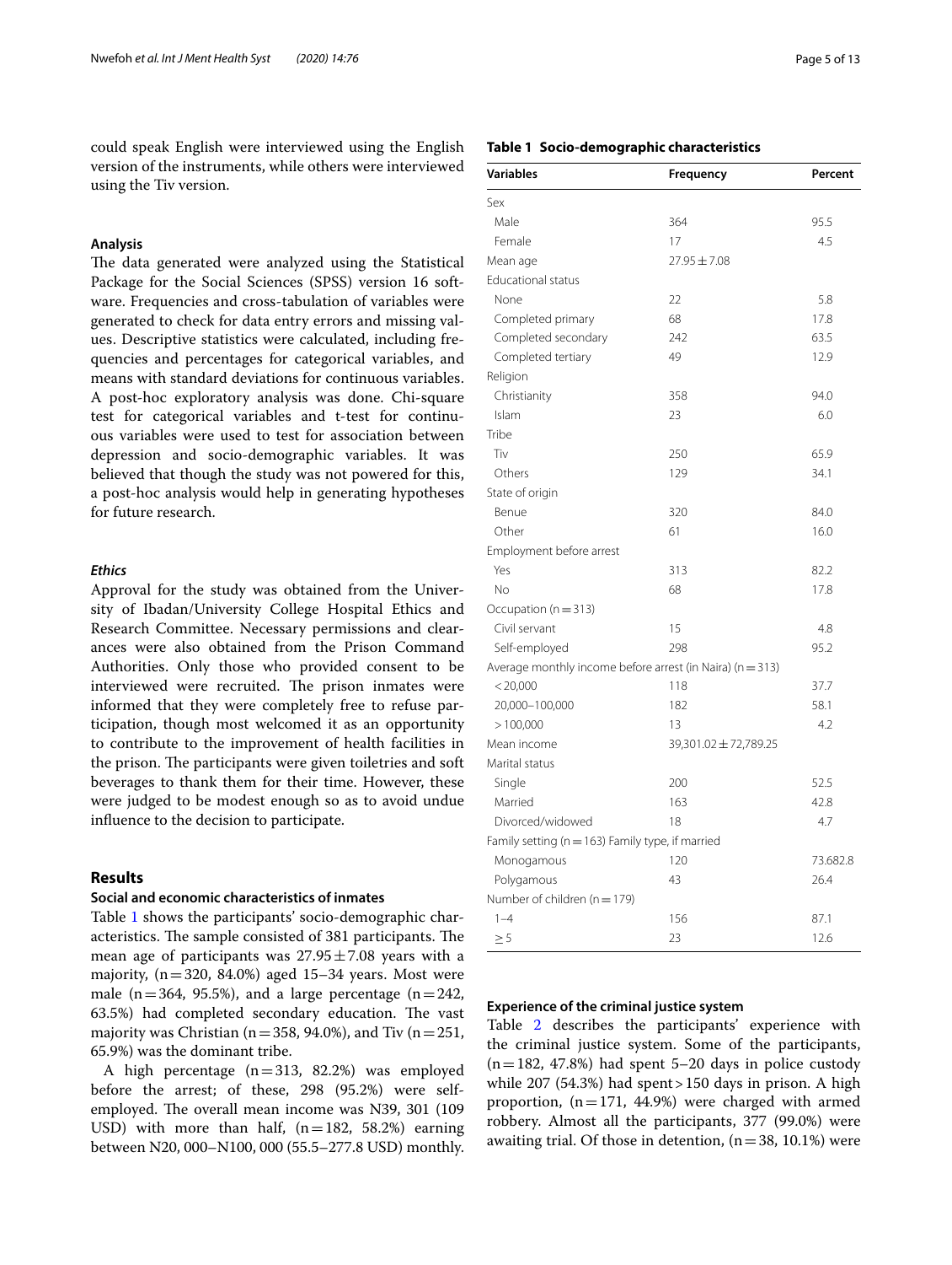could speak English were interviewed using the English version of the instruments, while others were interviewed using the Tiv version.

### Analysis

The data generated were analyzed using the Statistical Package for the Social Sciences (SPSS) version 16 software. Frequencies and cross-tabulation of variables were generated to check for data entry errors and missing values. Descriptive statistics were calculated, including frequencies and percentages for categorical variables, and means with standard deviations for continuous variables. A post-hoc exploratory analysis was done. Chi-square test for categorical variables and t-test for continuous variables were used to test for association between depression and socio-demographic variables. It was believed that though the study was not powered for this, a post-hoc analysis would help in generating hypotheses for future research.

#### *Ethics*

Approval for the study was obtained from the University of Ibadan/University College Hospital Ethics and Research Committee. Necessary permissions and clearances were also obtained from the Prison Command Authorities. Only those who provided consent to be interviewed were recruited. The prison inmates were informed that they were completely free to refuse participation, though most welcomed it as an opportunity to contribute to the improvement of health facilities in the prison. The participants were given toiletries and soft beverages to thank them for their time. However, these were judged to be modest enough so as to avoid undue influence to the decision to participate.

## Results

### Social and economic characteristics of inmates

Table 1 shows the participants' socio-demographic characteristics. The sample consisted of 381 participants. The mean age of participants was 27.95 ± 7.08 years with a majority, (n = 320, 84.0%) aged 15–34 years. Most were male (n = 364, 95.5%), and a large percentage (n = 242, 63.5%) had completed secondary education. The vast majority was Christian (n = 358, 94.0%), and Tiv (n = 251, 65.9%) was the dominant tribe.

A high percentage (n = 313, 82.2%) was employed before the arrest; of these, 298 (95.2%) were self-employed. The overall mean income was N39, 301 (109 USD) with more than half, (n = 182, 58.2%) earning between N20, 000–N100, 000 (55.5–277.8 USD) monthly.

**Table 1 Socio-demographic characteristics**

| Variables | Frequency | Percent |
|---|---|---|
| Sex | | |
| Male | 364 | 95.5 |
| Female | 17 | 4.5 |
| Mean age | 27.95 ± 7.08 | |
| Educational status | | |
| None | 22 | 5.8 |
| Completed primary | 68 | 17.8 |
| Completed secondary | 242 | 63.5 |
| Completed tertiary | 49 | 12.9 |
| Religion | | |
| Christianity | 358 | 94.0 |
| Islam | 23 | 6.0 |
| Tribe | | |
| Tiv | 250 | 65.9 |
| Others | 129 | 34.1 |
| State of origin | | |
| Benue | 320 | 84.0 |
| Other | 61 | 16.0 |
| Employment before arrest | | |
| Yes | 313 | 82.2 |
| No | 68 | 17.8 |
| Occupation (n = 313) | | |
| Civil servant | 15 | 4.8 |
| Self-employed | 298 | 95.2 |
| Average monthly income before arrest (in Naira) (n = 313) | | |
| < 20,000 | 118 | 37.7 |
| 20,000–100,000 | 182 | 58.1 |
| > 100,000 | 13 | 4.2 |
| Mean income | 39,301.02 ± 72,789.25 | |
| Marital status | | |
| Single | 200 | 52.5 |
| Married | 163 | 42.8 |
| Divorced/widowed | 18 | 4.7 |
| Family setting (n = 163) Family type, if married | | |
| Monogamous | 120 | 73.682.8 |
| Polygamous | 43 | 26.4 |
| Number of children (n = 179) | | |
| 1–4 | 156 | 87.1 |
| ≥ 5 | 23 | 12.6 |

### Experience of the criminal justice system

Table 2 describes the participants' experience with the criminal justice system. Some of the participants, (n = 182, 47.8%) had spent 5–20 days in police custody while 207 (54.3%) had spent > 150 days in prison. A high proportion, (n = 171, 44.9%) were charged with armed robbery. Almost all the participants, 377 (99.0%) were awaiting trial. Of those in detention, (n = 38, 10.1%) were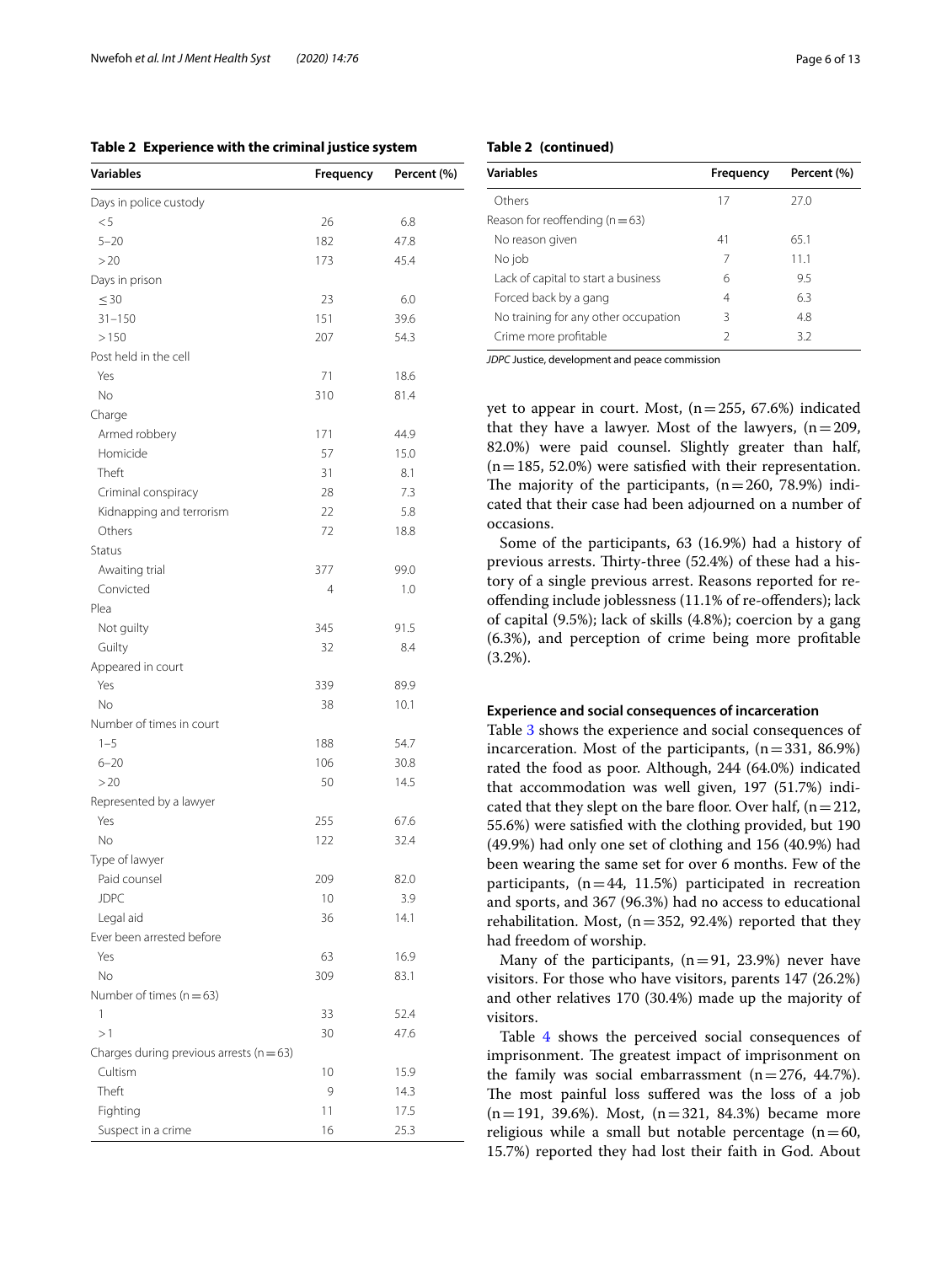**Table 2 Experience with the criminal justice system**

| Variables | Frequency | Percent (%) |
|---|---|---|
| Days in police custody | | |
| <5 | 26 | 6.8 |
| 5–20 | 182 | 47.8 |
| >20 | 173 | 45.4 |
| Days in prison | | |
| ≤30 | 23 | 6.0 |
| 31–150 | 151 | 39.6 |
| >150 | 207 | 54.3 |
| Post held in the cell | | |
| Yes | 71 | 18.6 |
| No | 310 | 81.4 |
| Charge | | |
| Armed robbery | 171 | 44.9 |
| Homicide | 57 | 15.0 |
| Theft | 31 | 8.1 |
| Criminal conspiracy | 28 | 7.3 |
| Kidnapping and terrorism | 22 | 5.8 |
| Others | 72 | 18.8 |
| Status | | |
| Awaiting trial | 377 | 99.0 |
| Convicted | 4 | 1.0 |
| Plea | | |
| Not guilty | 345 | 91.5 |
| Guilty | 32 | 8.4 |
| Appeared in court | | |
| Yes | 339 | 89.9 |
| No | 38 | 10.1 |
| Number of times in court | | |
| 1–5 | 188 | 54.7 |
| 6–20 | 106 | 30.8 |
| >20 | 50 | 14.5 |
| Represented by a lawyer | | |
| Yes | 255 | 67.6 |
| No | 122 | 32.4 |
| Type of lawyer | | |
| Paid counsel | 209 | 82.0 |
| JDPC | 10 | 3.9 |
| Legal aid | 36 | 14.1 |
| Ever been arrested before | | |
| Yes | 63 | 16.9 |
| No | 309 | 83.1 |
| Number of times (n = 63) | | |
| 1 | 33 | 52.4 |
| >1 | 30 | 47.6 |
| Charges during previous arrests (n = 63) | | |
| Cultism | 10 | 15.9 |
| Theft | 9 | 14.3 |
| Fighting | 11 | 17.5 |
| Suspect in a crime | 16 | 25.3 |
| Others | 17 | 27.0 |
| Reason for reoffending (n = 63) | | |
| No reason given | 41 | 65.1 |
| No job | 7 | 11.1 |
| Lack of capital to start a business | 6 | 9.5 |
| Forced back by a gang | 4 | 6.3 |
| No training for any other occupation | 3 | 4.8 |
| Crime more profitable | 2 | 3.2 |

*JDPC* Justice, development and peace commission

yet to appear in court. Most, (n = 255, 67.6%) indicated that they have a lawyer. Most of the lawyers, (n = 209, 82.0%) were paid counsel. Slightly greater than half, (n = 185, 52.0%) were satisfied with their representation. The majority of the participants, (n = 260, 78.9%) indicated that their case had been adjourned on a number of occasions.

Some of the participants, 63 (16.9%) had a history of previous arrests. Thirty-three (52.4%) of these had a history of a single previous arrest. Reasons reported for re-offending include joblessness (11.1% of re-offenders); lack of capital (9.5%); lack of skills (4.8%); coercion by a gang (6.3%), and perception of crime being more profitable (3.2%).

### Experience and social consequences of incarceration

Table 3 shows the experience and social consequences of incarceration. Most of the participants, (n = 331, 86.9%) rated the food as poor. Although, 244 (64.0%) indicated that accommodation was well given, 197 (51.7%) indicated that they slept on the bare floor. Over half, (n = 212, 55.6%) were satisfied with the clothing provided, but 190 (49.9%) had only one set of clothing and 156 (40.9%) had been wearing the same set for over 6 months. Few of the participants, (n = 44, 11.5%) participated in recreation and sports, and 367 (96.3%) had no access to educational rehabilitation. Most, (n = 352, 92.4%) reported that they had freedom of worship.

Many of the participants, (n = 91, 23.9%) never have visitors. For those who have visitors, parents 147 (26.2%) and other relatives 170 (30.4%) made up the majority of visitors.

Table 4 shows the perceived social consequences of imprisonment. The greatest impact of imprisonment on the family was social embarrassment (n = 276, 44.7%). The most painful loss suffered was the loss of a job (n = 191, 39.6%). Most, (n = 321, 84.3%) became more religious while a small but notable percentage (n = 60, 15.7%) reported they had lost their faith in God. About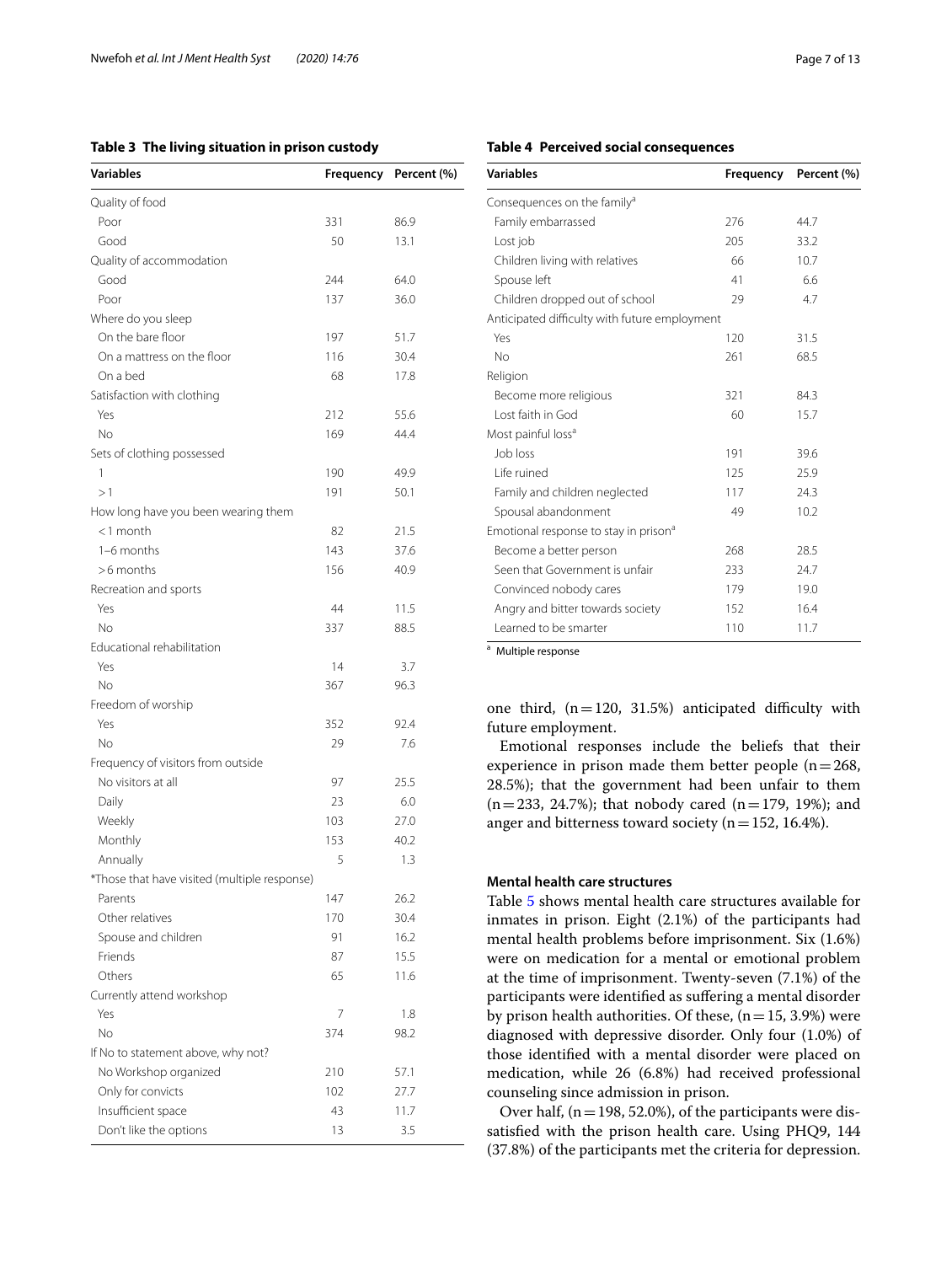**Table 3 The living situation in prison custody**

| Variables | Frequency | Percent (%) |
|---|---|---|
| Quality of food | | |
| Poor | 331 | 86.9 |
| Good | 50 | 13.1 |
| Quality of accommodation | | |
| Good | 244 | 64.0 |
| Poor | 137 | 36.0 |
| Where do you sleep | | |
| On the bare floor | 197 | 51.7 |
| On a mattress on the floor | 116 | 30.4 |
| On a bed | 68 | 17.8 |
| Satisfaction with clothing | | |
| Yes | 212 | 55.6 |
| No | 169 | 44.4 |
| Sets of clothing possessed | | |
| 1 | 190 | 49.9 |
| >1 | 191 | 50.1 |
| How long have you been wearing them | | |
| <1 month | 82 | 21.5 |
| 1–6 months | 143 | 37.6 |
| >6 months | 156 | 40.9 |
| Recreation and sports | | |
| Yes | 44 | 11.5 |
| No | 337 | 88.5 |
| Educational rehabilitation | | |
| Yes | 14 | 3.7 |
| No | 367 | 96.3 |
| Freedom of worship | | |
| Yes | 352 | 92.4 |
| No | 29 | 7.6 |
| Frequency of visitors from outside | | |
| No visitors at all | 97 | 25.5 |
| Daily | 23 | 6.0 |
| Weekly | 103 | 27.0 |
| Monthly | 153 | 40.2 |
| Annually | 5 | 1.3 |
| *Those that have visited (multiple response) | | |
| Parents | 147 | 26.2 |
| Other relatives | 170 | 30.4 |
| Spouse and children | 91 | 16.2 |
| Friends | 87 | 15.5 |
| Others | 65 | 11.6 |
| Currently attend workshop | | |
| Yes | 7 | 1.8 |
| No | 374 | 98.2 |
| If No to statement above, why not? | | |
| No Workshop organized | 210 | 57.1 |
| Only for convicts | 102 | 27.7 |
| Insufficient space | 43 | 11.7 |
| Don't like the options | 13 | 3.5 |

**Table 4 Perceived social consequences**

| Variables | Frequency | Percent (%) |
|---|---|---|
| Consequences on the family[a] | | |
| Family embarrassed | 276 | 44.7 |
| Lost job | 205 | 33.2 |
| Children living with relatives | 66 | 10.7 |
| Spouse left | 41 | 6.6 |
| Children dropped out of school | 29 | 4.7 |
| Anticipated difficulty with future employment | | |
| Yes | 120 | 31.5 |
| No | 261 | 68.5 |
| Religion | | |
| Become more religious | 321 | 84.3 |
| Lost faith in God | 60 | 15.7 |
| Most painful loss[a] | | |
| Job loss | 191 | 39.6 |
| Life ruined | 125 | 25.9 |
| Family and children neglected | 117 | 24.3 |
| Spousal abandonment | 49 | 10.2 |
| Emotional response to stay in prison[a] | | |
| Become a better person | 268 | 28.5 |
| Seen that Government is unfair | 233 | 24.7 |
| Convinced nobody cares | 179 | 19.0 |
| Angry and bitter towards society | 152 | 16.4 |
| Learned to be smarter | 110 | 11.7 |

[a] Multiple response

one third, (n = 120, 31.5%) anticipated difficulty with future employment.

Emotional responses include the beliefs that their experience in prison made them better people (n = 268, 28.5%); that the government had been unfair to them (n = 233, 24.7%); that nobody cared (n = 179, 19%); and anger and bitterness toward society (n = 152, 16.4%).

### Mental health care structures

Table 5 shows mental health care structures available for inmates in prison. Eight (2.1%) of the participants had mental health problems before imprisonment. Six (1.6%) were on medication for a mental or emotional problem at the time of imprisonment. Twenty-seven (7.1%) of the participants were identified as suffering a mental disorder by prison health authorities. Of these, (n = 15, 3.9%) were diagnosed with depressive disorder. Only four (1.0%) of those identified with a mental disorder were placed on medication, while 26 (6.8%) had received professional counseling since admission in prison.

Over half, (n = 198, 52.0%), of the participants were dissatisfied with the prison health care. Using PHQ9, 144 (37.8%) of the participants met the criteria for depression.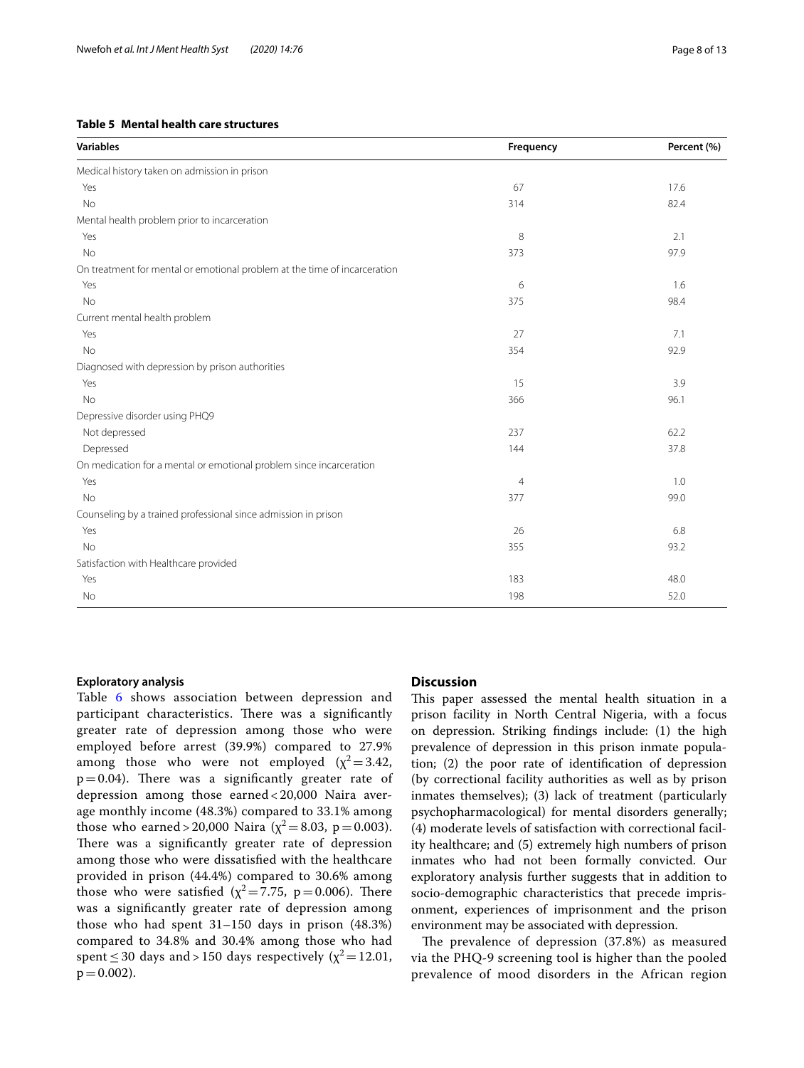**Table 5 Mental health care structures**

| Variables | Frequency | Percent (%) |
|---|---|---|
| Medical history taken on admission in prison | | |
| Yes | 67 | 17.6 |
| No | 314 | 82.4 |
| Mental health problem prior to incarceration | | |
| Yes | 8 | 2.1 |
| No | 373 | 97.9 |
| On treatment for mental or emotional problem at the time of incarceration | | |
| Yes | 6 | 1.6 |
| No | 375 | 98.4 |
| Current mental health problem | | |
| Yes | 27 | 7.1 |
| No | 354 | 92.9 |
| Diagnosed with depression by prison authorities | | |
| Yes | 15 | 3.9 |
| No | 366 | 96.1 |
| Depressive disorder using PHQ9 | | |
| Not depressed | 237 | 62.2 |
| Depressed | 144 | 37.8 |
| On medication for a mental or emotional problem since incarceration | | |
| Yes | 4 | 1.0 |
| No | 377 | 99.0 |
| Counseling by a trained professional since admission in prison | | |
| Yes | 26 | 6.8 |
| No | 355 | 93.2 |
| Satisfaction with Healthcare provided | | |
| Yes | 183 | 48.0 |
| No | 198 | 52.0 |

### Exploratory analysis

Table 6 shows association between depression and participant characteristics. There was a significantly greater rate of depression among those who were employed before arrest (39.9%) compared to 27.9% among those who were not employed ($\chi^2 = 3.42$, $p = 0.04$). There was a significantly greater rate of depression among those earned < 20,000 Naira average monthly income (48.3%) compared to 33.1% among those who earned > 20,000 Naira ($\chi^2 = 8.03$, $p = 0.003$). There was a significantly greater rate of depression among those who were dissatisfied with the healthcare provided in prison (44.4%) compared to 30.6% among those who were satisfied ($\chi^2 = 7.75$, $p = 0.006$). There was a significantly greater rate of depression among those who had spent 31–150 days in prison (48.3%) compared to 34.8% and 30.4% among those who had spent ≤ 30 days and > 150 days respectively ($\chi^2 = 12.01$, $p = 0.002$).

## Discussion

This paper assessed the mental health situation in a prison facility in North Central Nigeria, with a focus on depression. Striking findings include: (1) the high prevalence of depression in this prison inmate population; (2) the poor rate of identification of depression (by correctional facility authorities as well as by prison inmates themselves); (3) lack of treatment (particularly psychopharmacological) for mental disorders generally; (4) moderate levels of satisfaction with correctional facility healthcare; and (5) extremely high numbers of prison inmates who had not been formally convicted. Our exploratory analysis further suggests that in addition to socio-demographic characteristics that precede imprisonment, experiences of imprisonment and the prison environment may be associated with depression.

The prevalence of depression (37.8%) as measured via the PHQ-9 screening tool is higher than the pooled prevalence of mood disorders in the African region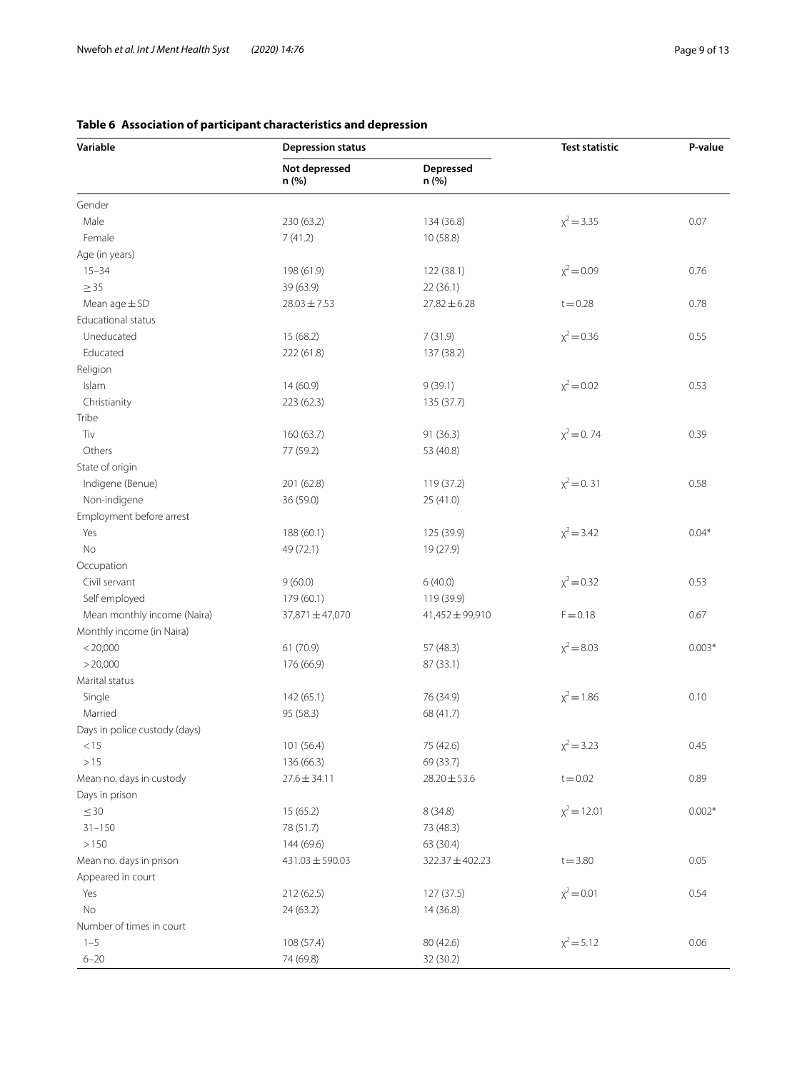**Table 6 Association of participant characteristics and depression**

| Variable | Depression status | | Test statistic | P-value |
|---|---|---|---|---|
| | Not depressed n (%) | Depressed n (%) | | |
| Gender | | | | |
| Male | 230 (63.2) | 134 (36.8) | $\chi^2 = 3.35$ | 0.07 |
| Female | 7 (41.2) | 10 (58.8) | | |
| Age (in years) | | | | |
| 15–34 | 198 (61.9) | 122 (38.1) | $\chi^2 = 0.09$ | 0.76 |
| ≥ 35 | 39 (63.9) | 22 (36.1) | | |
| Mean age ± SD | 28.03 ± 7.53 | 27.82 ± 6.28 | t = 0.28 | 0.78 |
| Educational status | | | | |
| Uneducated | 15 (68.2) | 7 (31.9) | $\chi^2 = 0.36$ | 0.55 |
| Educated | 222 (61.8) | 137 (38.2) | | |
| Religion | | | | |
| Islam | 14 (60.9) | 9 (39.1) | $\chi^2 = 0.02$ | 0.53 |
| Christianity | 223 (62.3) | 135 (37.7) | | |
| Tribe | | | | |
| Tiv | 160 (63.7) | 91 (36.3) | $\chi^2 = 0.74$ | 0.39 |
| Others | 77 (59.2) | 53 (40.8) | | |
| State of origin | | | | |
| Indigene (Benue) | 201 (62.8) | 119 (37.2) | $\chi^2 = 0.31$ | 0.58 |
| Non-indigene | 36 (59.0) | 25 (41.0) | | |
| Employment before arrest | | | | |
| Yes | 188 (60.1) | 125 (39.9) | $\chi^2 = 3.42$ | 0.04* |
| No | 49 (72.1) | 19 (27.9) | | |
| Occupation | | | | |
| Civil servant | 9 (60.0) | 6 (40.0) | $\chi^2 = 0.32$ | 0.53 |
| Self employed | 179 (60.1) | 119 (39.9) | | |
| Mean monthly income (Naira) | 37,871 ± 47,070 | 41,452 ± 99,910 | F = 0.18 | 0.67 |
| Monthly income (in Naira) | | | | |
| < 20,000 | 61 (70.9) | 57 (48.3) | $\chi^2 = 8.03$ | 0.003* |
| > 20,000 | 176 (66.9) | 87 (33.1) | | |
| Marital status | | | | |
| Single | 142 (65.1) | 76 (34.9) | $\chi^2 = 1.86$ | 0.10 |
| Married | 95 (58.3) | 68 (41.7) | | |
| Days in police custody (days) | | | | |
| < 15 | 101 (56.4) | 75 (42.6) | $\chi^2 = 3.23$ | 0.45 |
| > 15 | 136 (66.3) | 69 (33.7) | | |
| Mean no. days in custody | 27.6 ± 34.11 | 28.20 ± 53.6 | t = 0.02 | 0.89 |
| Days in prison | | | | |
| ≤ 30 | 15 (65.2) | 8 (34.8) | $\chi^2 = 12.01$ | 0.002* |
| 31–150 | 78 (51.7) | 73 (48.3) | | |
| > 150 | 144 (69.6) | 63 (30.4) | | |
| Mean no. days in prison | 431.03 ± 590.03 | 322.37 ± 402.23 | t = 3.80 | 0.05 |
| Appeared in court | | | | |
| Yes | 212 (62.5) | 127 (37.5) | $\chi^2 = 0.01$ | 0.54 |
| No | 24 (63.2) | 14 (36.8) | | |
| Number of times in court | | | | |
| 1–5 | 108 (57.4) | 80 (42.6) | $\chi^2 = 5.12$ | 0.06 |
| 6–20 | 74 (69.8) | 32 (30.2) | | |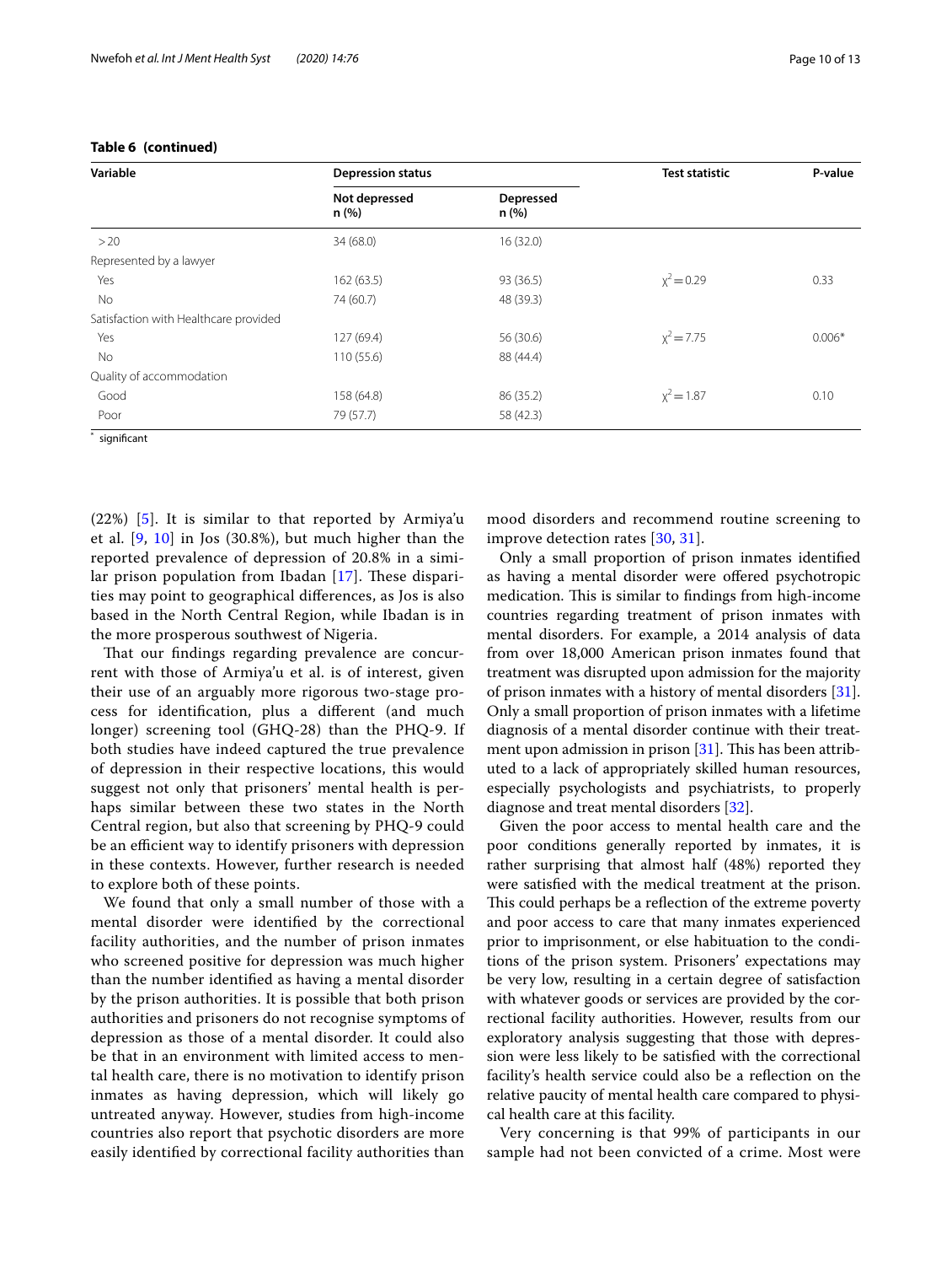**Table 6 (continued)**

| Variable | Depression status | | Test statistic | P-value |
|---|---|---|---|---|
| | Not depressed n (%) | Depressed n (%) | | |
| > 20 | 34 (68.0) | 16 (32.0) | | |
| Represented by a lawyer | | | | |
| Yes | 162 (63.5) | 93 (36.5) | $\chi^2 = 0.29$ | 0.33 |
| No | 74 (60.7) | 48 (39.3) | | |
| Satisfaction with Healthcare provided | | | | |
| Yes | 127 (69.4) | 56 (30.6) | $\chi^2 = 7.75$ | 0.006* |
| No | 110 (55.6) | 88 (44.4) | | |
| Quality of accommodation | | | | |
| Good | 158 (64.8) | 86 (35.2) | $\chi^2 = 1.87$ | 0.10 |
| Poor | 79 (57.7) | 58 (42.3) | | |

* significant

(22%) [5]. It is similar to that reported by Armiya'u et al. [9, 10] in Jos (30.8%), but much higher than the reported prevalence of depression of 20.8% in a similar prison population from Ibadan [17]. These disparities may point to geographical differences, as Jos is also based in the North Central Region, while Ibadan is in the more prosperous southwest of Nigeria.

That our findings regarding prevalence are concurrent with those of Armiya'u et al. is of interest, given their use of an arguably more rigorous two-stage process for identification, plus a different (and much longer) screening tool (GHQ-28) than the PHQ-9. If both studies have indeed captured the true prevalence of depression in their respective locations, this would suggest not only that prisoners' mental health is perhaps similar between these two states in the North Central region, but also that screening by PHQ-9 could be an efficient way to identify prisoners with depression in these contexts. However, further research is needed to explore both of these points.

We found that only a small number of those with a mental disorder were identified by the correctional facility authorities, and the number of prison inmates who screened positive for depression was much higher than the number identified as having a mental disorder by the prison authorities. It is possible that both prison authorities and prisoners do not recognise symptoms of depression as those of a mental disorder. It could also be that in an environment with limited access to mental health care, there is no motivation to identify prison inmates as having depression, which will likely go untreated anyway. However, studies from high-income countries also report that psychotic disorders are more easily identified by correctional facility authorities than mood disorders and recommend routine screening to improve detection rates [30, 31].

Only a small proportion of prison inmates identified as having a mental disorder were offered psychotropic medication. This is similar to findings from high-income countries regarding treatment of prison inmates with mental disorders. For example, a 2014 analysis of data from over 18,000 American prison inmates found that treatment was disrupted upon admission for the majority of prison inmates with a history of mental disorders [31]. Only a small proportion of prison inmates with a lifetime diagnosis of a mental disorder continue with their treatment upon admission in prison [31]. This has been attributed to a lack of appropriately skilled human resources, especially psychologists and psychiatrists, to properly diagnose and treat mental disorders [32].

Given the poor access to mental health care and the poor conditions generally reported by inmates, it is rather surprising that almost half (48%) reported they were satisfied with the medical treatment at the prison. This could perhaps be a reflection of the extreme poverty and poor access to care that many inmates experienced prior to imprisonment, or else habituation to the conditions of the prison system. Prisoners' expectations may be very low, resulting in a certain degree of satisfaction with whatever goods or services are provided by the correctional facility authorities. However, results from our exploratory analysis suggesting that those with depression were less likely to be satisfied with the correctional facility's health service could also be a reflection on the relative paucity of mental health care compared to physical health care at this facility.

Very concerning is that 99% of participants in our sample had not been convicted of a crime. Most were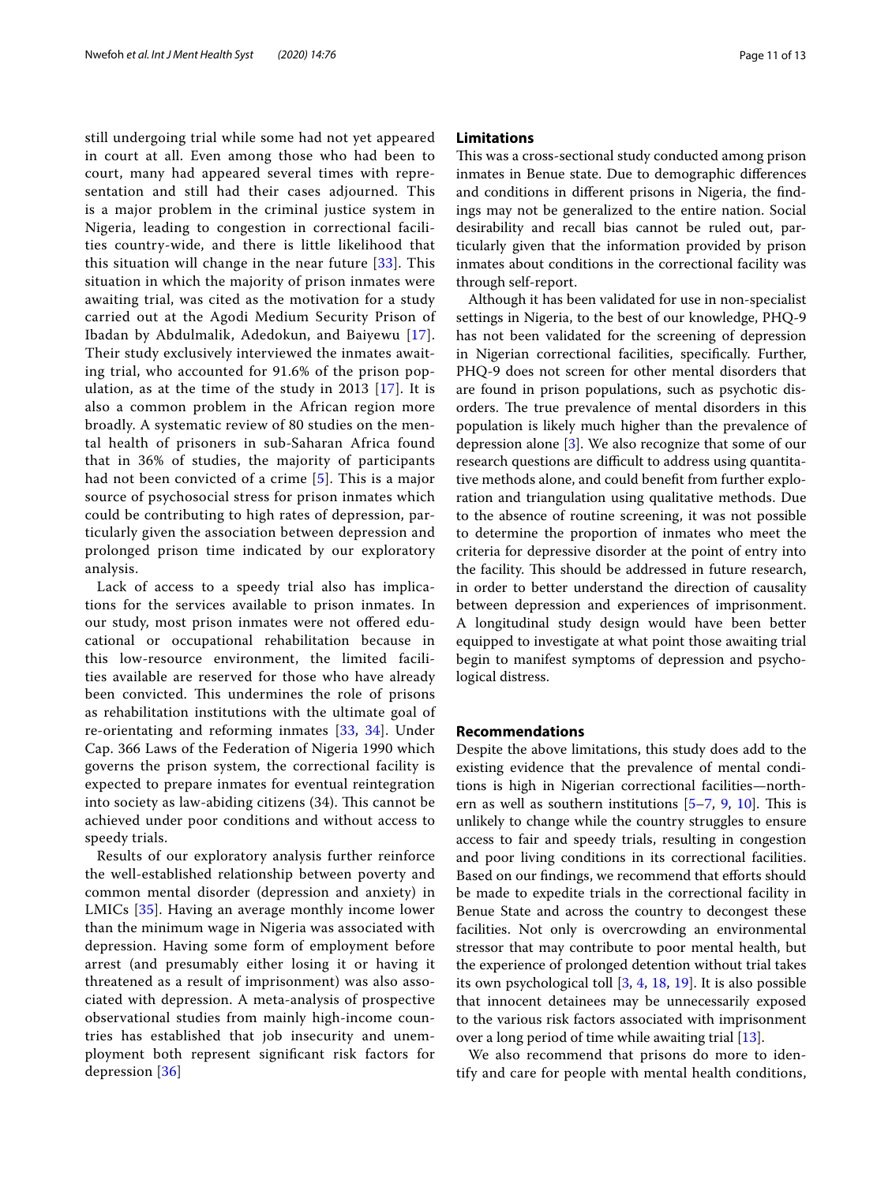still undergoing trial while some had not yet appeared in court at all. Even among those who had been to court, many had appeared several times with representation and still had their cases adjourned. This is a major problem in the criminal justice system in Nigeria, leading to congestion in correctional facilities country-wide, and there is little likelihood that this situation will change in the near future [33]. This situation in which the majority of prison inmates were awaiting trial, was cited as the motivation for a study carried out at the Agodi Medium Security Prison of Ibadan by Abdulmalik, Adedokun, and Baiyewu [17]. Their study exclusively interviewed the inmates awaiting trial, who accounted for 91.6% of the prison population, as at the time of the study in 2013 [17]. It is also a common problem in the African region more broadly. A systematic review of 80 studies on the mental health of prisoners in sub-Saharan Africa found that in 36% of studies, the majority of participants had not been convicted of a crime [5]. This is a major source of psychosocial stress for prison inmates which could be contributing to high rates of depression, particularly given the association between depression and prolonged prison time indicated by our exploratory analysis.

Lack of access to a speedy trial also has implications for the services available to prison inmates. In our study, most prison inmates were not offered educational or occupational rehabilitation because in this low-resource environment, the limited facilities available are reserved for those who have already been convicted. This undermines the role of prisons as rehabilitation institutions with the ultimate goal of re-orientating and reforming inmates [33, 34]. Under Cap. 366 Laws of the Federation of Nigeria 1990 which governs the prison system, the correctional facility is expected to prepare inmates for eventual reintegration into society as law-abiding citizens (34). This cannot be achieved under poor conditions and without access to speedy trials.

Results of our exploratory analysis further reinforce the well-established relationship between poverty and common mental disorder (depression and anxiety) in LMICs [35]. Having an average monthly income lower than the minimum wage in Nigeria was associated with depression. Having some form of employment before arrest (and presumably either losing it or having it threatened as a result of imprisonment) was also associated with depression. A meta-analysis of prospective observational studies from mainly high-income countries has established that job insecurity and unemployment both represent significant risk factors for depression [36]

## Limitations

This was a cross-sectional study conducted among prison inmates in Benue state. Due to demographic differences and conditions in different prisons in Nigeria, the findings may not be generalized to the entire nation. Social desirability and recall bias cannot be ruled out, particularly given that the information provided by prison inmates about conditions in the correctional facility was through self-report.

Although it has been validated for use in non-specialist settings in Nigeria, to the best of our knowledge, PHQ-9 has not been validated for the screening of depression in Nigerian correctional facilities, specifically. Further, PHQ-9 does not screen for other mental disorders that are found in prison populations, such as psychotic disorders. The true prevalence of mental disorders in this population is likely much higher than the prevalence of depression alone [3]. We also recognize that some of our research questions are difficult to address using quantitative methods alone, and could benefit from further exploration and triangulation using qualitative methods. Due to the absence of routine screening, it was not possible to determine the proportion of inmates who meet the criteria for depressive disorder at the point of entry into the facility. This should be addressed in future research, in order to better understand the direction of causality between depression and experiences of imprisonment. A longitudinal study design would have been better equipped to investigate at what point those awaiting trial begin to manifest symptoms of depression and psychological distress.

## Recommendations

Despite the above limitations, this study does add to the existing evidence that the prevalence of mental conditions is high in Nigerian correctional facilities—northern as well as southern institutions [5–7, 9, 10]. This is unlikely to change while the country struggles to ensure access to fair and speedy trials, resulting in congestion and poor living conditions in its correctional facilities. Based on our findings, we recommend that efforts should be made to expedite trials in the correctional facility in Benue State and across the country to decongest these facilities. Not only is overcrowding an environmental stressor that may contribute to poor mental health, but the experience of prolonged detention without trial takes its own psychological toll [3, 4, 18, 19]. It is also possible that innocent detainees may be unnecessarily exposed to the various risk factors associated with imprisonment over a long period of time while awaiting trial [13].

We also recommend that prisons do more to identify and care for people with mental health conditions,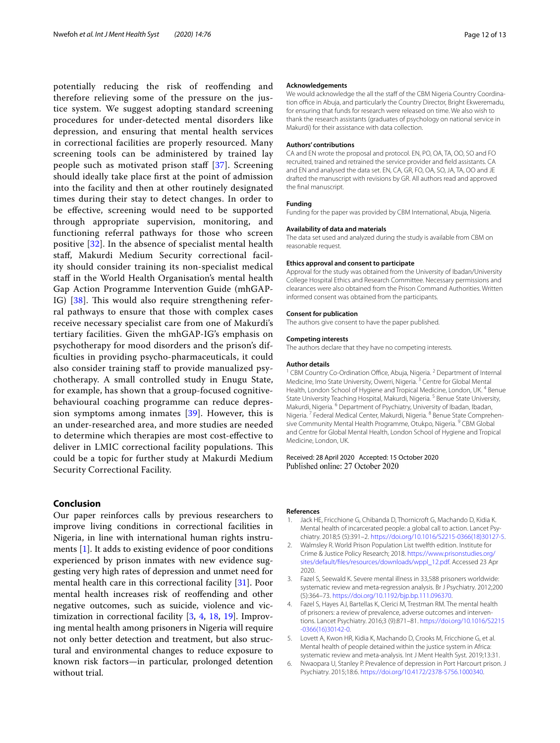potentially reducing the risk of reoffending and therefore relieving some of the pressure on the justice system. We suggest adopting standard screening procedures for under-detected mental disorders like depression, and ensuring that mental health services in correctional facilities are properly resourced. Many screening tools can be administered by trained lay people such as motivated prison staff [37]. Screening should ideally take place first at the point of admission into the facility and then at other routinely designated times during their stay to detect changes. In order to be effective, screening would need to be supported through appropriate supervision, monitoring, and functioning referral pathways for those who screen positive [32]. In the absence of specialist mental health staff, Makurdi Medium Security correctional facility should consider training its non-specialist medical staff in the World Health Organisation's mental health Gap Action Programme Intervention Guide (mhGAP-IG) [38]. This would also require strengthening referral pathways to ensure that those with complex cases receive necessary specialist care from one of Makurdi's tertiary facilities. Given the mhGAP-IG's emphasis on psychotherapy for mood disorders and the prison's difficulties in providing psycho-pharmaceuticals, it could also consider training staff to provide manualized psychotherapy. A small controlled study in Enugu State, for example, has shown that a group-focused cognitive-behavioural coaching programme can reduce depression symptoms among inmates [39]. However, this is an under-researched area, and more studies are needed to determine which therapies are most cost-effective to deliver in LMIC correctional facility populations. This could be a topic for further study at Makurdi Medium Security Correctional Facility.

## Conclusion

Our paper reinforces calls by previous researchers to improve living conditions in correctional facilities in Nigeria, in line with international human rights instruments [1]. It adds to existing evidence of poor conditions experienced by prison inmates with new evidence suggesting very high rates of depression and unmet need for mental health care in this correctional facility [31]. Poor mental health increases risk of reoffending and other negative outcomes, such as suicide, violence and victimization in correctional facility [3, 4, 18, 19]. Improving mental health among prisoners in Nigeria will require not only better detection and treatment, but also structural and environmental changes to reduce exposure to known risk factors—in particular, prolonged detention without trial.

**Acknowledgements**

We would acknowledge the all the staff of the CBM Nigeria Country Coordination office in Abuja, and particularly the Country Director, Bright Ekweremadu, for ensuring that funds for research were released on time. We also wish to thank the research assistants (graduates of psychology on national service in Makurdi) for their assistance with data collection.

**Authors' contributions**

CA and EN wrote the proposal and protocol. EN, PO, OA, TA, OO, SO and FO recruited, trained and retrained the service provider and field assistants. CA and EN and analysed the data set. EN, CA, GR, FO, OA, SO, JA, TA, OO and JE drafted the manuscript with revisions by GR. All authors read and approved the final manuscript.

**Funding**

Funding for the paper was provided by CBM International, Abuja, Nigeria.

**Availability of data and materials**

The data set used and analyzed during the study is available from CBM on reasonable request.

**Ethics approval and consent to participate**

Approval for the study was obtained from the University of Ibadan/University College Hospital Ethics and Research Committee. Necessary permissions and clearances were also obtained from the Prison Command Authorities. Written informed consent was obtained from the participants.

**Consent for publication**

The authors give consent to have the paper published.

**Competing interests**

The authors declare that they have no competing interests.

**Author details**

[1] CBM Country Co-Ordination Office, Abuja, Nigeria. [2] Department of Internal Medicine, Imo State University, Owerri, Nigeria. [3] Centre for Global Mental Health, London School of Hygiene and Tropical Medicine, London, UK. [4] Benue State University Teaching Hospital, Makurdi, Nigeria. [5] Benue State University, Makurdi, Nigeria. [6] Department of Psychiatry, University of Ibadan, Ibadan, Nigeria. [7] Federal Medical Center, Makurdi, Nigeria. [8] Benue State Comprehensive Community Mental Health Programme, Otukpo, Nigeria. [9] CBM Global and Centre for Global Mental Health, London School of Hygiene and Tropical Medicine, London, UK.

Received: 28 April 2020 Accepted: 15 October 2020
Published online: 27 October 2020

**References**

1. Jack HE, Fricchione G, Chibanda D, Thornicroft G, Machando D, Kidia K. Mental health of incarcerated people: a global call to action. Lancet Psychiatry. 2018;5 (5):391–2. https://doi.org/10.1016/S2215-0366(18)30127-5.
2. Walmsley R. World Prison Population List twelfth edition. Institute for Crime & Justice Policy Research; 2018. https://www.prisonstudies.org/sites/default/files/resources/downloads/wppl_12.pdf. Accessed 23 Apr 2020.
3. Fazel S, Seewald K. Severe mental illness in 33,588 prisoners worldwide: systematic review and meta-regression analysis. Br J Psychiatry. 2012;200 (5):364–73. https://doi.org/10.1192/bjp.bp.111.096370.
4. Fazel S, Hayes AJ, Bartellas K, Clerici M, Trestman RM. The mental health of prisoners: a review of prevalence, adverse outcomes and interventions. Lancet Psychiatry. 2016;3 (9):871–81. https://doi.org/10.1016/S2215-0366(16)30142-0.
5. Lovett A, Kwon HR, Kidia K, Machando D, Crooks M, Fricchione G, et al. Mental health of people detained within the justice system in Africa: systematic review and meta-analysis. Int J Ment Health Syst. 2019;13:31.
6. Nwaopara U, Stanley P. Prevalence of depression in Port Harcourt prison. J Psychiatry. 2015;18:6. https://doi.org/10.4172/2378-5756.1000340.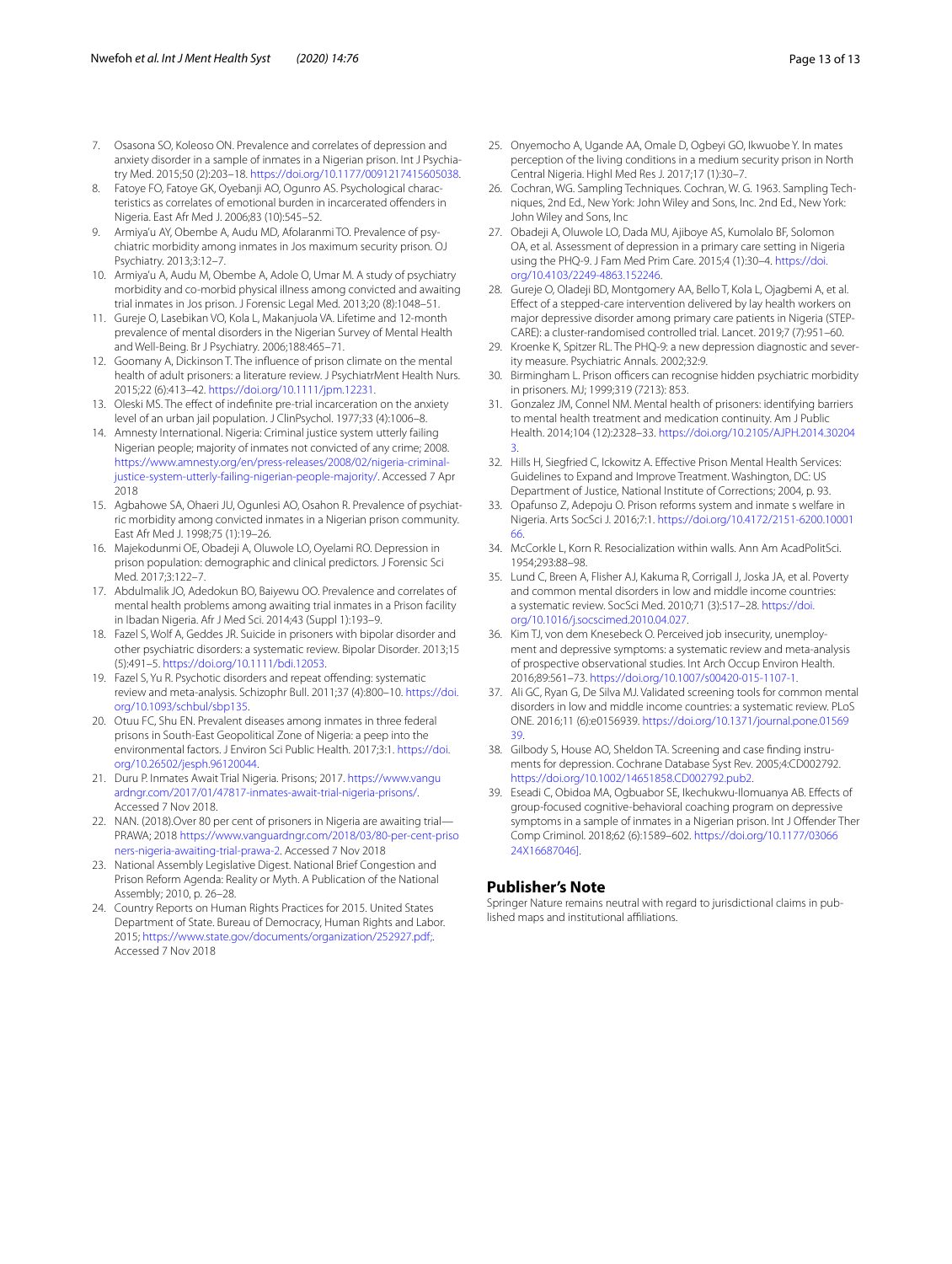7. Osasona SO, Koleoso ON. Prevalence and correlates of depression and anxiety disorder in a sample of inmates in a Nigerian prison. Int J Psychiatry Med. 2015;50 (2):203–18. https://doi.org/10.1177/0091217415605038.
8. Fatoye FO, Fatoye GK, Oyebanji AO, Ogunro AS. Psychological characteristics as correlates of emotional burden in incarcerated offenders in Nigeria. East Afr Med J. 2006;83 (10):545–52.
9. Armiya'u AY, Obembe A, Audu MD, Afolaranmi TO. Prevalence of psychiatric morbidity among inmates in Jos maximum security prison. OJ Psychiatry. 2013;3:12–7.
10. Armiya'u A, Audu M, Obembe A, Adole O, Umar M. A study of psychiatry morbidity and co-morbid physical illness among convicted and awaiting trial inmates in Jos prison. J Forensic Legal Med. 2013;20 (8):1048–51.
11. Gureje O, Lasebikan VO, Kola L, Makanjuola VA. Lifetime and 12-month prevalence of mental disorders in the Nigerian Survey of Mental Health and Well-Being. Br J Psychiatry. 2006;188:465–71.
12. Goomany A, Dickinson T. The influence of prison climate on the mental health of adult prisoners: a literature review. J PsychiatrMent Health Nurs. 2015;22 (6):413–42. https://doi.org/10.1111/jpm.12231.
13. Oleski MS. The effect of indefinite pre-trial incarceration on the anxiety level of an urban jail population. J ClinPsychol. 1977;33 (4):1006–8.
14. Amnesty International. Nigeria: Criminal justice system utterly failing Nigerian people; majority of inmates not convicted of any crime; 2008. https://www.amnesty.org/en/press-releases/2008/02/nigeria-criminal-justice-system-utterly-failing-nigerian-people-majority/. Accessed 7 Apr 2018
15. Agbahowe SA, Ohaeri JU, Ogunlesi AO, Osahon R. Prevalence of psychiatric morbidity among convicted inmates in a Nigerian prison community. East Afr Med J. 1998;75 (1):19–26.
16. Majekodunmi OE, Obadeji A, Oluwole LO, Oyelami RO. Depression in prison population: demographic and clinical predictors. J Forensic Sci Med. 2017;3:122–7.
17. Abdulmalik JO, Adedokun BO, Baiyewu OO. Prevalence and correlates of mental health problems among awaiting trial inmates in a Prison facility in Ibadan Nigeria. Afr J Med Sci. 2014;43 (Suppl 1):193–9.
18. Fazel S, Wolf A, Geddes JR. Suicide in prisoners with bipolar disorder and other psychiatric disorders: a systematic review. Bipolar Disorder. 2013;15 (5):491–5. https://doi.org/10.1111/bdi.12053.
19. Fazel S, Yu R. Psychotic disorders and repeat offending: systematic review and meta-analysis. Schizophr Bull. 2011;37 (4):800–10. https://doi.org/10.1093/schbul/sbp135.
20. Otuu FC, Shu EN. Prevalent diseases among inmates in three federal prisons in South-East Geopolitical Zone of Nigeria: a peep into the environmental factors. J Environ Sci Public Health. 2017;3:1. https://doi.org/10.26502/jesph.96120044.
21. Duru P. Inmates Await Trial Nigeria. Prisons; 2017. https://www.vanguardngr.com/2017/01/47817-inmates-await-trial-nigeria-prisons/. Accessed 7 Nov 2018.
22. NAN. (2018).Over 80 per cent of prisoners in Nigeria are awaiting trial—PRAWA; 2018 https://www.vanguardngr.com/2018/03/80-per-cent-prisoners-nigeria-awaiting-trial-prawa-2. Accessed 7 Nov 2018
23. National Assembly Legislative Digest. National Brief Congestion and Prison Reform Agenda: Reality or Myth. A Publication of the National Assembly; 2010, p. 26–28.
24. Country Reports on Human Rights Practices for 2015. United States Department of State. Bureau of Democracy, Human Rights and Labor. 2015; https://www.state.gov/documents/organization/252927.pdf;. Accessed 7 Nov 2018
25. Onyemocho A, Ugande AA, Omale D, Ogbeyi GO, Ikwuobe Y. In mates perception of the living conditions in a medium security prison in North Central Nigeria. Highl Med Res J. 2017;17 (1):30–7.
26. Cochran, WG. Sampling Techniques. Cochran, W. G. 1963. Sampling Techniques, 2nd Ed., New York: John Wiley and Sons, Inc. 2nd Ed., New York: John Wiley and Sons, Inc
27. Obadeji A, Oluwole LO, Dada MU, Ajiboye AS, Kumolalo BF, Solomon OA, et al. Assessment of depression in a primary care setting in Nigeria using the PHQ-9. J Fam Med Prim Care. 2015;4 (1):30–4. https://doi.org/10.4103/2249-4863.152246.
28. Gureje O, Oladeji BD, Montgomery AA, Bello T, Kola L, Ojagbemi A, et al. Effect of a stepped-care intervention delivered by lay health workers on major depressive disorder among primary care patients in Nigeria (STEP-CARE): a cluster-randomised controlled trial. Lancet. 2019;7 (7):951–60.
29. Kroenke K, Spitzer RL. The PHQ-9: a new depression diagnostic and severity measure. Psychiatric Annals. 2002;32:9.
30. Birmingham L. Prison officers can recognise hidden psychiatric morbidity in prisoners. MJ; 1999;319 (7213): 853.
31. Gonzalez JM, Connel NM. Mental health of prisoners: identifying barriers to mental health treatment and medication continuity. Am J Public Health. 2014;104 (12):2328–33. https://doi.org/10.2105/AJPH.2014.302043.
32. Hills H, Siegfried C, Ickowitz A. Effective Prison Mental Health Services: Guidelines to Expand and Improve Treatment. Washington, DC: US Department of Justice, National Institute of Corrections; 2004, p. 93.
33. Opafunso Z, Adepoju O. Prison reforms system and inmate s welfare in Nigeria. Arts SocSci J. 2016;7:1. https://doi.org/10.4172/2151-6200.1000166.
34. McCorkle L, Korn R. Resocialization within walls. Ann Am AcadPolitSci. 1954;293:88–98.
35. Lund C, Breen A, Flisher AJ, Kakuma R, Corrigall J, Joska JA, et al. Poverty and common mental disorders in low and middle income countries: a systematic review. SocSci Med. 2010;71 (3):517–28. https://doi.org/10.1016/j.socscimed.2010.04.027.
36. Kim TJ, von dem Knesebeck O. Perceived job insecurity, unemployment and depressive symptoms: a systematic review and meta-analysis of prospective observational studies. Int Arch Occup Environ Health. 2016;89:561–73. https://doi.org/10.1007/s00420-015-1107-1.
37. Ali GC, Ryan G, De Silva MJ. Validated screening tools for common mental disorders in low and middle income countries: a systematic review. PLoS ONE. 2016;11 (6):e0156939. https://doi.org/10.1371/journal.pone.0156939.
38. Gilbody S, House AO, Sheldon TA. Screening and case finding instruments for depression. Cochrane Database Syst Rev. 2005;4:CD002792. https://doi.org/10.1002/14651858.CD002792.pub2.
39. Eseadi C, Obidoa MA, Ogbuabor SE, Ikechukwu-Ilomuanya AB. Effects of group-focused cognitive-behavioral coaching program on depressive symptoms in a sample of inmates in a Nigerian prison. Int J Offender Ther Comp Criminol. 2018;62 (6):1589–602. https://doi.org/10.1177/0306624X16687046].

## Publisher's Note

Springer Nature remains neutral with regard to jurisdictional claims in published maps and institutional affiliations.